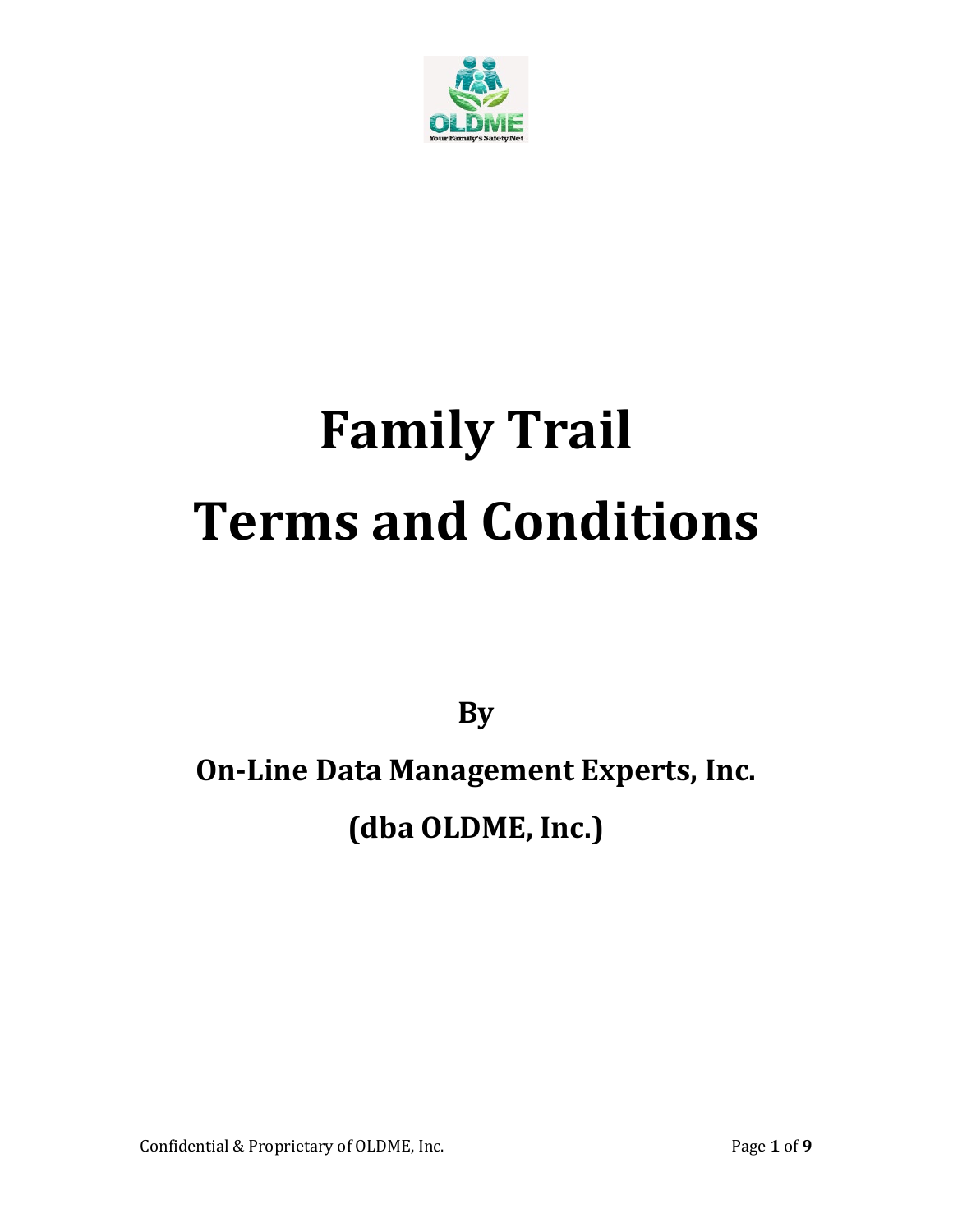# Family Trail
# Terms and Conditions

**By**

**On-Line Data Management Experts, Inc.**

**(dba OLDME, Inc.)**

Confidential & Proprietary of OLDME, Inc.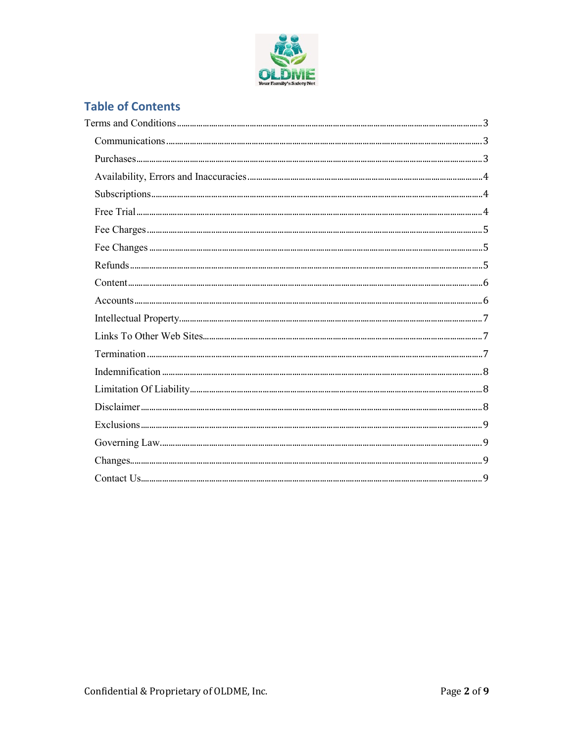## Table of Contents

Terms and Conditions ... 3

- Communications ... 3
- Purchases ... 3
- Availability, Errors and Inaccuracies ... 4
- Subscriptions ... 4
- Free Trial ... 4
- Fee Charges ... 5
- Fee Changes ... 5
- Refunds ... 5
- Content ... 6
- Accounts ... 6
- Intellectual Property ... 7
- Links To Other Web Sites ... 7
- Termination ... 7
- Indemnification ... 8
- Limitation Of Liability ... 8
- Disclaimer ... 8
- Exclusions ... 9
- Governing Law ... 9
- Changes ... 9
- Contact Us ... 9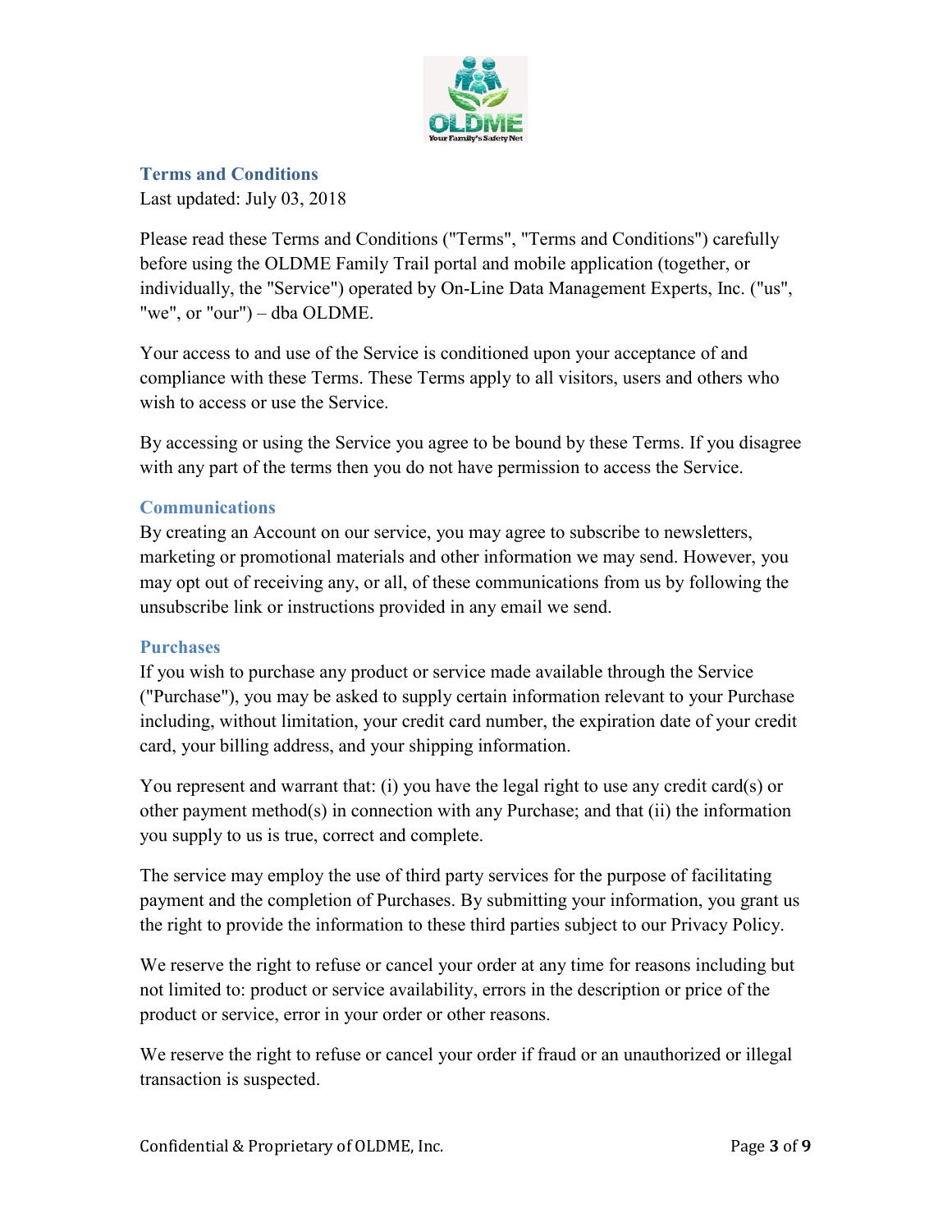## Terms and Conditions

Last updated: July 03, 2018

Please read these Terms and Conditions ("Terms", "Terms and Conditions") carefully before using the OLDME Family Trail portal and mobile application (together, or individually, the "Service") operated by On-Line Data Management Experts, Inc. ("us", "we", or "our") – dba OLDME.

Your access to and use of the Service is conditioned upon your acceptance of and compliance with these Terms. These Terms apply to all visitors, users and others who wish to access or use the Service.

By accessing or using the Service you agree to be bound by these Terms. If you disagree with any part of the terms then you do not have permission to access the Service.

### Communications

By creating an Account on our service, you may agree to subscribe to newsletters, marketing or promotional materials and other information we may send. However, you may opt out of receiving any, or all, of these communications from us by following the unsubscribe link or instructions provided in any email we send.

### Purchases

If you wish to purchase any product or service made available through the Service ("Purchase"), you may be asked to supply certain information relevant to your Purchase including, without limitation, your credit card number, the expiration date of your credit card, your billing address, and your shipping information.

You represent and warrant that: (i) you have the legal right to use any credit card(s) or other payment method(s) in connection with any Purchase; and that (ii) the information you supply to us is true, correct and complete.

The service may employ the use of third party services for the purpose of facilitating payment and the completion of Purchases. By submitting your information, you grant us the right to provide the information to these third parties subject to our Privacy Policy.

We reserve the right to refuse or cancel your order at any time for reasons including but not limited to: product or service availability, errors in the description or price of the product or service, error in your order or other reasons.

We reserve the right to refuse or cancel your order if fraud or an unauthorized or illegal transaction is suspected.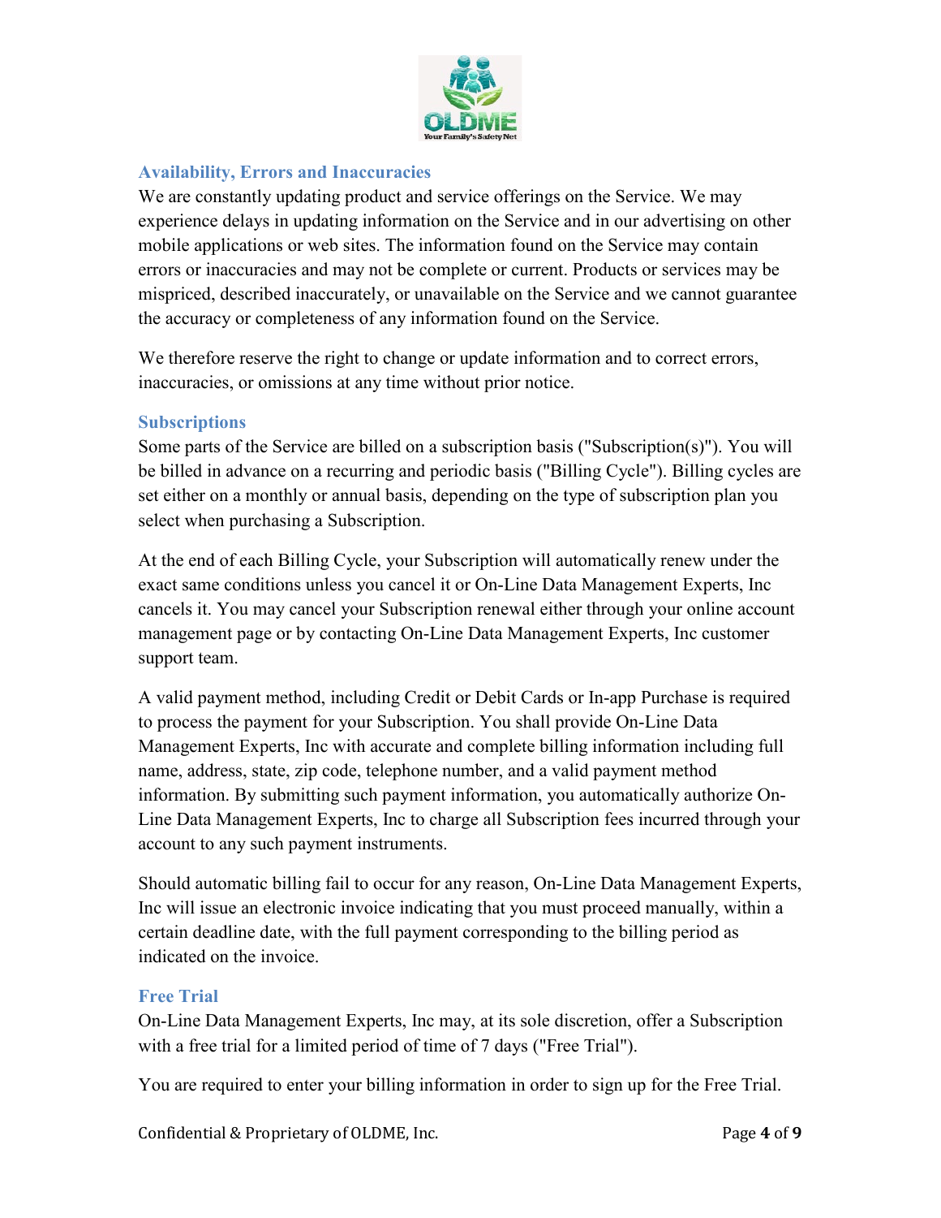## Availability, Errors and Inaccuracies

We are constantly updating product and service offerings on the Service. We may experience delays in updating information on the Service and in our advertising on other mobile applications or web sites. The information found on the Service may contain errors or inaccuracies and may not be complete or current. Products or services may be mispriced, described inaccurately, or unavailable on the Service and we cannot guarantee the accuracy or completeness of any information found on the Service.

We therefore reserve the right to change or update information and to correct errors, inaccuracies, or omissions at any time without prior notice.

## Subscriptions

Some parts of the Service are billed on a subscription basis ("Subscription(s)"). You will be billed in advance on a recurring and periodic basis ("Billing Cycle"). Billing cycles are set either on a monthly or annual basis, depending on the type of subscription plan you select when purchasing a Subscription.

At the end of each Billing Cycle, your Subscription will automatically renew under the exact same conditions unless you cancel it or On-Line Data Management Experts, Inc cancels it. You may cancel your Subscription renewal either through your online account management page or by contacting On-Line Data Management Experts, Inc customer support team.

A valid payment method, including Credit or Debit Cards or In-app Purchase is required to process the payment for your Subscription. You shall provide On-Line Data Management Experts, Inc with accurate and complete billing information including full name, address, state, zip code, telephone number, and a valid payment method information. By submitting such payment information, you automatically authorize On-Line Data Management Experts, Inc to charge all Subscription fees incurred through your account to any such payment instruments.

Should automatic billing fail to occur for any reason, On-Line Data Management Experts, Inc will issue an electronic invoice indicating that you must proceed manually, within a certain deadline date, with the full payment corresponding to the billing period as indicated on the invoice.

## Free Trial

On-Line Data Management Experts, Inc may, at its sole discretion, offer a Subscription with a free trial for a limited period of time of 7 days ("Free Trial").

You are required to enter your billing information in order to sign up for the Free Trial.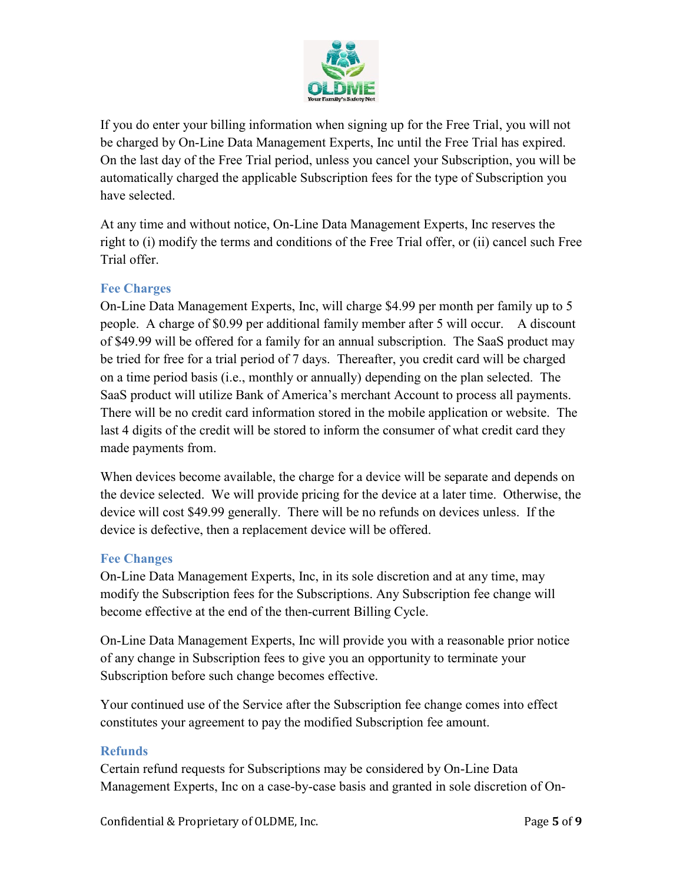If you do enter your billing information when signing up for the Free Trial, you will not be charged by On-Line Data Management Experts, Inc until the Free Trial has expired. On the last day of the Free Trial period, unless you cancel your Subscription, you will be automatically charged the applicable Subscription fees for the type of Subscription you have selected.

At any time and without notice, On-Line Data Management Experts, Inc reserves the right to (i) modify the terms and conditions of the Free Trial offer, or (ii) cancel such Free Trial offer.

### Fee Charges

On-Line Data Management Experts, Inc, will charge $4.99 per month per family up to 5 people. A charge of $0.99 per additional family member after 5 will occur. A discount of $49.99 will be offered for a family for an annual subscription. The SaaS product may be tried for free for a trial period of 7 days. Thereafter, you credit card will be charged on a time period basis (i.e., monthly or annually) depending on the plan selected. The SaaS product will utilize Bank of America's merchant Account to process all payments. There will be no credit card information stored in the mobile application or website. The last 4 digits of the credit will be stored to inform the consumer of what credit card they made payments from.

When devices become available, the charge for a device will be separate and depends on the device selected. We will provide pricing for the device at a later time. Otherwise, the device will cost $49.99 generally. There will be no refunds on devices unless. If the device is defective, then a replacement device will be offered.

### Fee Changes

On-Line Data Management Experts, Inc, in its sole discretion and at any time, may modify the Subscription fees for the Subscriptions. Any Subscription fee change will become effective at the end of the then-current Billing Cycle.

On-Line Data Management Experts, Inc will provide you with a reasonable prior notice of any change in Subscription fees to give you an opportunity to terminate your Subscription before such change becomes effective.

Your continued use of the Service after the Subscription fee change comes into effect constitutes your agreement to pay the modified Subscription fee amount.

### Refunds

Certain refund requests for Subscriptions may be considered by On-Line Data Management Experts, Inc on a case-by-case basis and granted in sole discretion of On-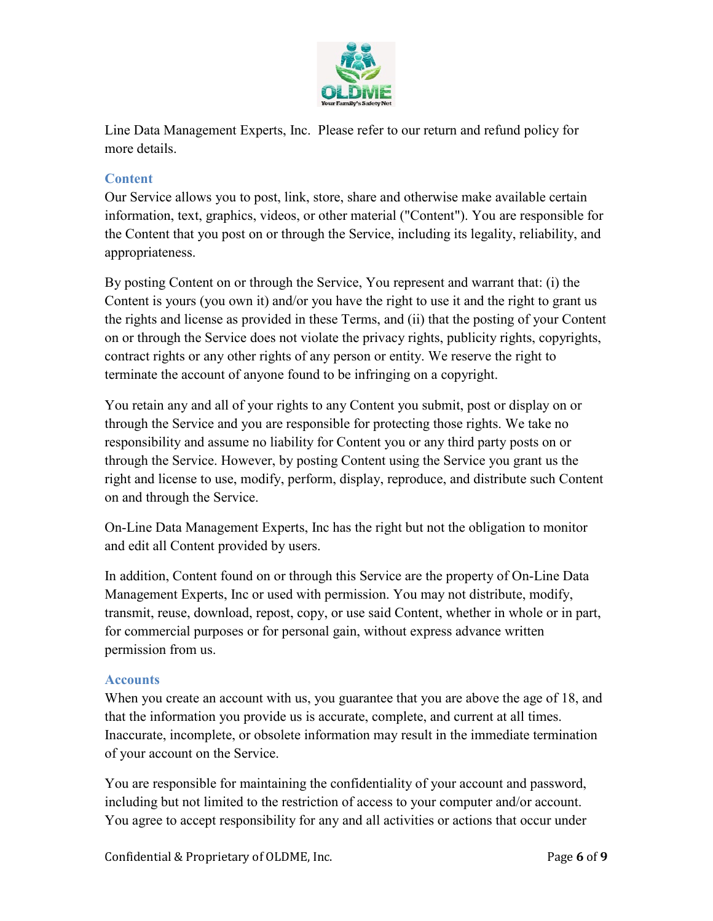Line Data Management Experts, Inc.  Please refer to our return and refund policy for more details.

## Content

Our Service allows you to post, link, store, share and otherwise make available certain information, text, graphics, videos, or other material ("Content"). You are responsible for the Content that you post on or through the Service, including its legality, reliability, and appropriateness.

By posting Content on or through the Service, You represent and warrant that: (i) the Content is yours (you own it) and/or you have the right to use it and the right to grant us the rights and license as provided in these Terms, and (ii) that the posting of your Content on or through the Service does not violate the privacy rights, publicity rights, copyrights, contract rights or any other rights of any person or entity. We reserve the right to terminate the account of anyone found to be infringing on a copyright.

You retain any and all of your rights to any Content you submit, post or display on or through the Service and you are responsible for protecting those rights. We take no responsibility and assume no liability for Content you or any third party posts on or through the Service. However, by posting Content using the Service you grant us the right and license to use, modify, perform, display, reproduce, and distribute such Content on and through the Service.

On-Line Data Management Experts, Inc has the right but not the obligation to monitor and edit all Content provided by users.

In addition, Content found on or through this Service are the property of On-Line Data Management Experts, Inc or used with permission. You may not distribute, modify, transmit, reuse, download, repost, copy, or use said Content, whether in whole or in part, for commercial purposes or for personal gain, without express advance written permission from us.

## Accounts

When you create an account with us, you guarantee that you are above the age of 18, and that the information you provide us is accurate, complete, and current at all times. Inaccurate, incomplete, or obsolete information may result in the immediate termination of your account on the Service.

You are responsible for maintaining the confidentiality of your account and password, including but not limited to the restriction of access to your computer and/or account. You agree to accept responsibility for any and all activities or actions that occur under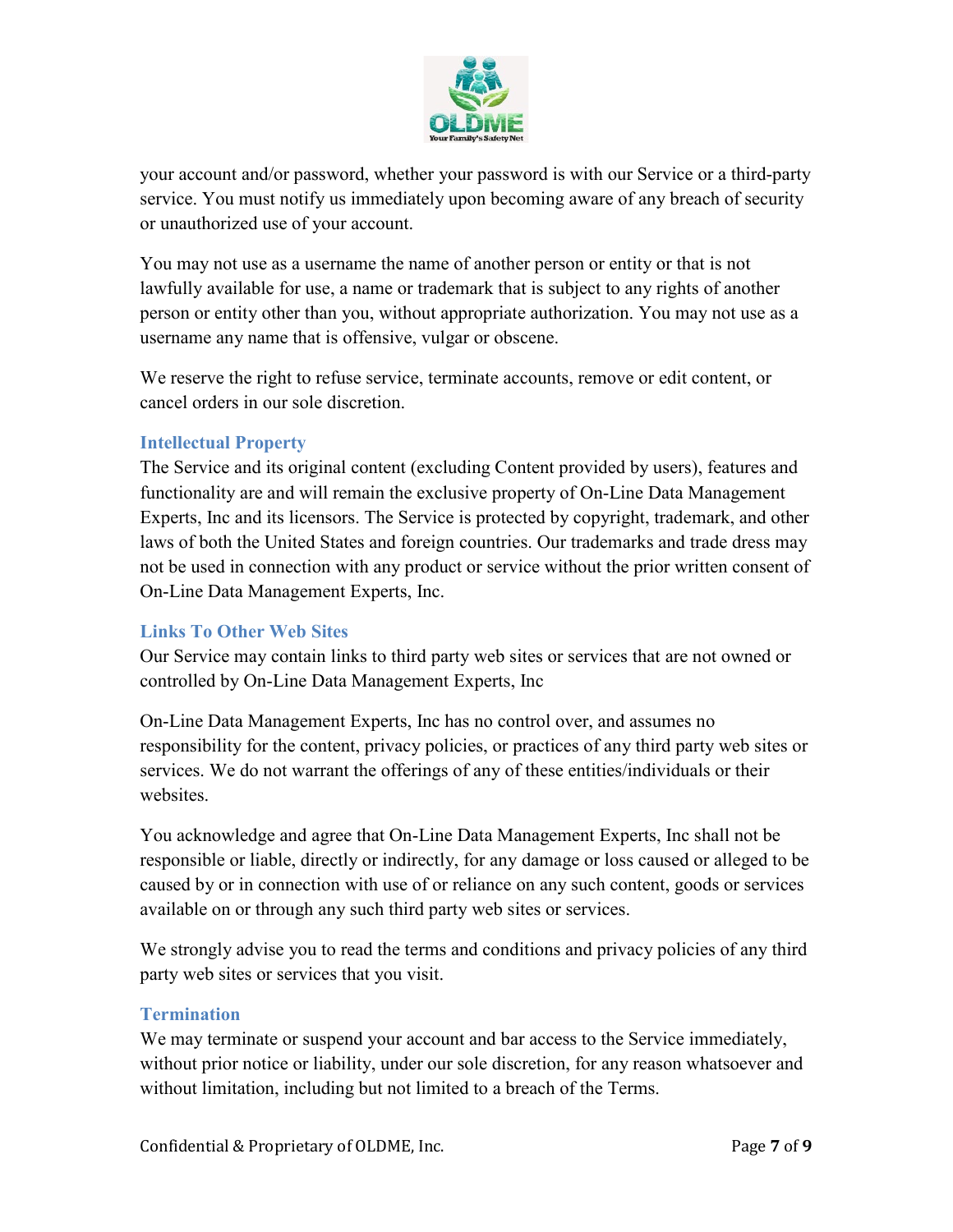your account and/or password, whether your password is with our Service or a third-party service. You must notify us immediately upon becoming aware of any breach of security or unauthorized use of your account.

You may not use as a username the name of another person or entity or that is not lawfully available for use, a name or trademark that is subject to any rights of another person or entity other than you, without appropriate authorization. You may not use as a username any name that is offensive, vulgar or obscene.

We reserve the right to refuse service, terminate accounts, remove or edit content, or cancel orders in our sole discretion.

### Intellectual Property

The Service and its original content (excluding Content provided by users), features and functionality are and will remain the exclusive property of On-Line Data Management Experts, Inc and its licensors. The Service is protected by copyright, trademark, and other laws of both the United States and foreign countries. Our trademarks and trade dress may not be used in connection with any product or service without the prior written consent of On-Line Data Management Experts, Inc.

### Links To Other Web Sites

Our Service may contain links to third party web sites or services that are not owned or controlled by On-Line Data Management Experts, Inc

On-Line Data Management Experts, Inc has no control over, and assumes no responsibility for the content, privacy policies, or practices of any third party web sites or services. We do not warrant the offerings of any of these entities/individuals or their websites.

You acknowledge and agree that On-Line Data Management Experts, Inc shall not be responsible or liable, directly or indirectly, for any damage or loss caused or alleged to be caused by or in connection with use of or reliance on any such content, goods or services available on or through any such third party web sites or services.

We strongly advise you to read the terms and conditions and privacy policies of any third party web sites or services that you visit.

### Termination

We may terminate or suspend your account and bar access to the Service immediately, without prior notice or liability, under our sole discretion, for any reason whatsoever and without limitation, including but not limited to a breach of the Terms.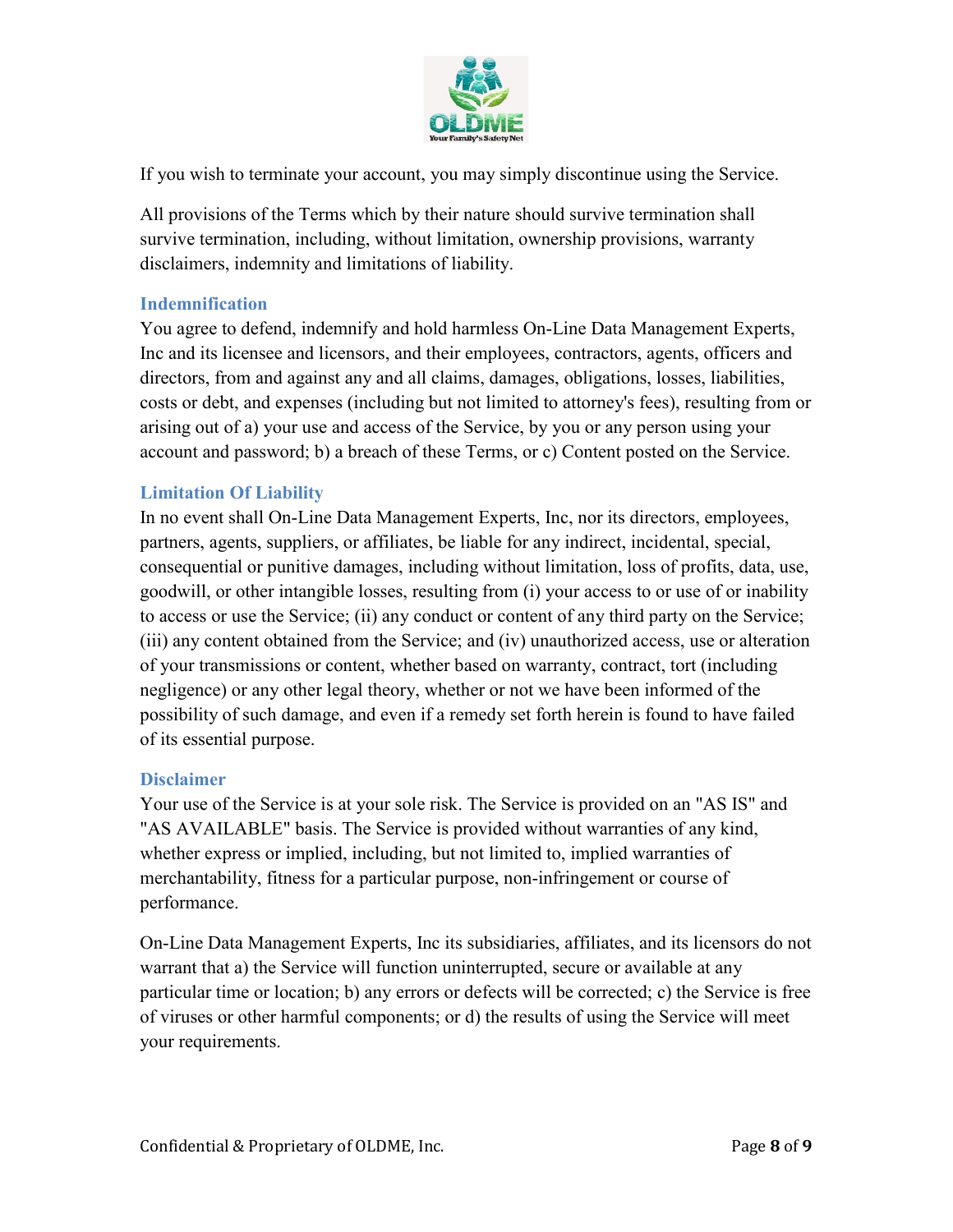If you wish to terminate your account, you may simply discontinue using the Service.

All provisions of the Terms which by their nature should survive termination shall survive termination, including, without limitation, ownership provisions, warranty disclaimers, indemnity and limitations of liability.

### Indemnification

You agree to defend, indemnify and hold harmless On-Line Data Management Experts, Inc and its licensee and licensors, and their employees, contractors, agents, officers and directors, from and against any and all claims, damages, obligations, losses, liabilities, costs or debt, and expenses (including but not limited to attorney's fees), resulting from or arising out of a) your use and access of the Service, by you or any person using your account and password; b) a breach of these Terms, or c) Content posted on the Service.

### Limitation Of Liability

In no event shall On-Line Data Management Experts, Inc, nor its directors, employees, partners, agents, suppliers, or affiliates, be liable for any indirect, incidental, special, consequential or punitive damages, including without limitation, loss of profits, data, use, goodwill, or other intangible losses, resulting from (i) your access to or use of or inability to access or use the Service; (ii) any conduct or content of any third party on the Service; (iii) any content obtained from the Service; and (iv) unauthorized access, use or alteration of your transmissions or content, whether based on warranty, contract, tort (including negligence) or any other legal theory, whether or not we have been informed of the possibility of such damage, and even if a remedy set forth herein is found to have failed of its essential purpose.

### Disclaimer

Your use of the Service is at your sole risk. The Service is provided on an "AS IS" and "AS AVAILABLE" basis. The Service is provided without warranties of any kind, whether express or implied, including, but not limited to, implied warranties of merchantability, fitness for a particular purpose, non-infringement or course of performance.

On-Line Data Management Experts, Inc its subsidiaries, affiliates, and its licensors do not warrant that a) the Service will function uninterrupted, secure or available at any particular time or location; b) any errors or defects will be corrected; c) the Service is free of viruses or other harmful components; or d) the results of using the Service will meet your requirements.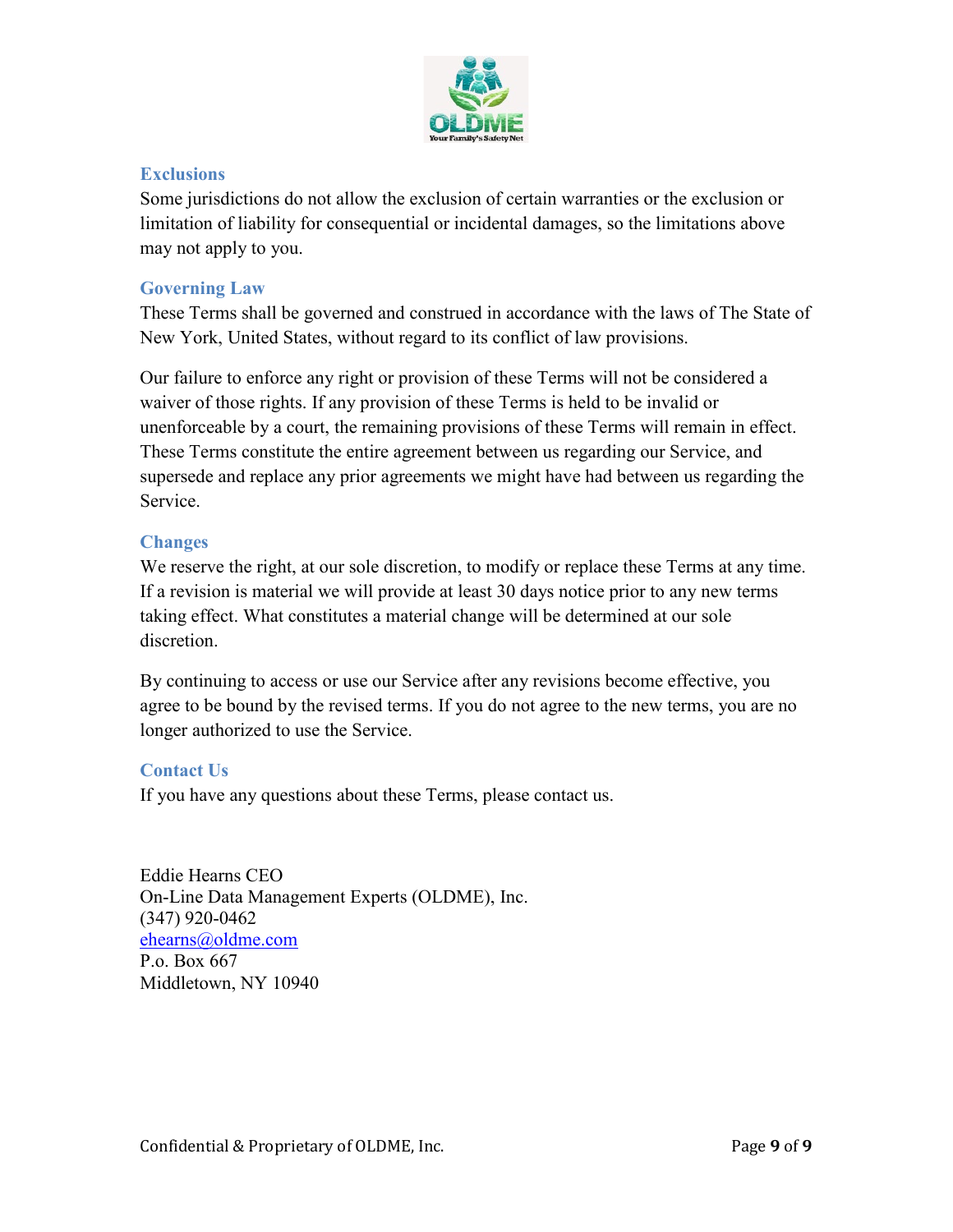## Exclusions

Some jurisdictions do not allow the exclusion of certain warranties or the exclusion or limitation of liability for consequential or incidental damages, so the limitations above may not apply to you.

## Governing Law

These Terms shall be governed and construed in accordance with the laws of The State of New York, United States, without regard to its conflict of law provisions.

Our failure to enforce any right or provision of these Terms will not be considered a waiver of those rights. If any provision of these Terms is held to be invalid or unenforceable by a court, the remaining provisions of these Terms will remain in effect. These Terms constitute the entire agreement between us regarding our Service, and supersede and replace any prior agreements we might have had between us regarding the Service.

## Changes

We reserve the right, at our sole discretion, to modify or replace these Terms at any time. If a revision is material we will provide at least 30 days notice prior to any new terms taking effect. What constitutes a material change will be determined at our sole discretion.

By continuing to access or use our Service after any revisions become effective, you agree to be bound by the revised terms. If you do not agree to the new terms, you are no longer authorized to use the Service.

## Contact Us

If you have any questions about these Terms, please contact us.

Eddie Hearns CEO
On-Line Data Management Experts (OLDME), Inc.
(347) 920-0462
ehearns@oldme.com
P.o. Box 667
Middletown, NY 10940